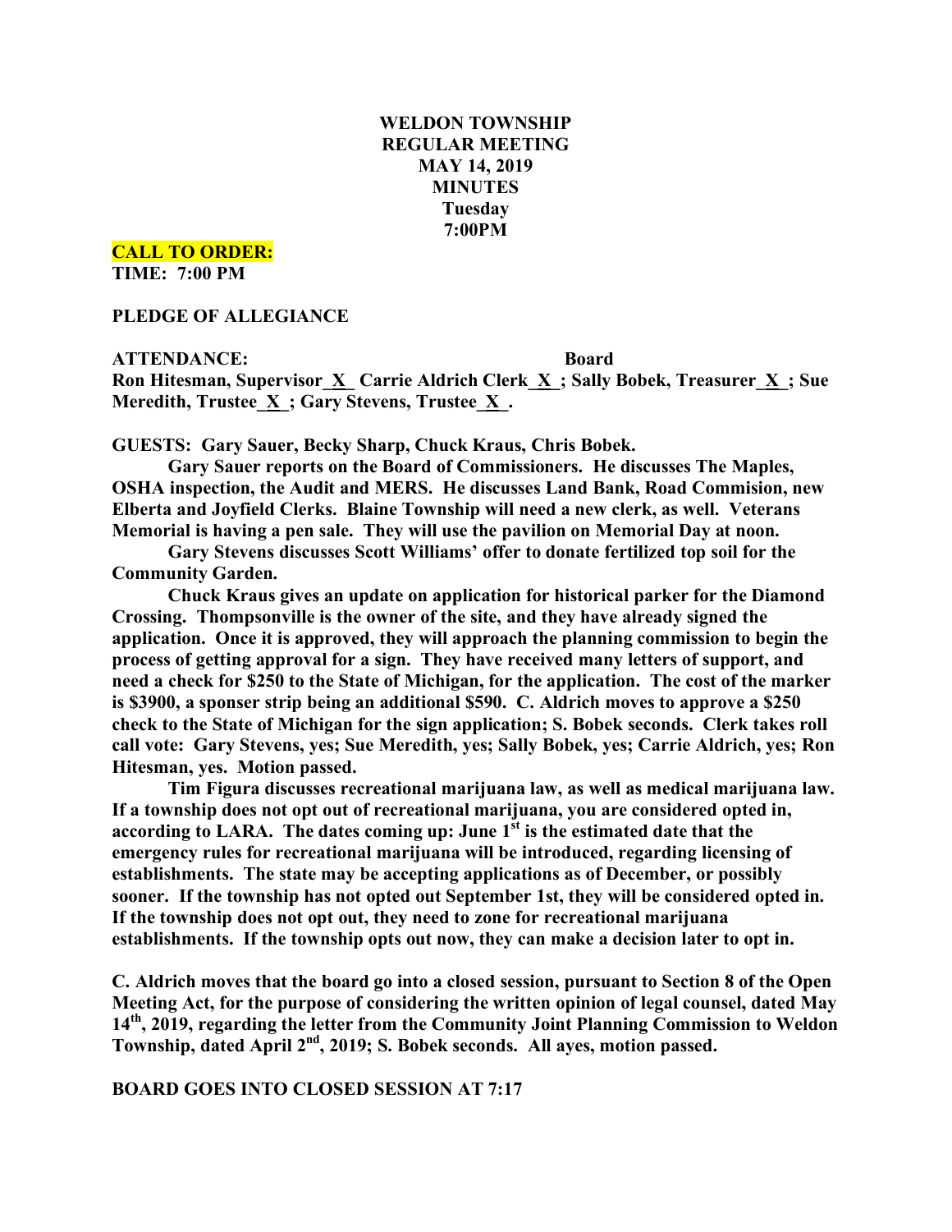# WELDON TOWNSHIP
## REGULAR MEETING
## MAY 14, 2019
## MINUTES
## Tuesday
## 7:00PM

**CALL TO ORDER:**
**TIME: 7:00 PM**

**PLEDGE OF ALLEGIANCE**

**ATTENDANCE: Board**
**Ron Hitesman, Supervisor_X_ Carrie Aldrich Clerk_X_; Sally Bobek, Treasurer_X_; Sue Meredith, Trustee_X_; Gary Stevens, Trustee_X_.**

**GUESTS: Gary Sauer, Becky Sharp, Chuck Kraus, Chris Bobek.**

**Gary Sauer reports on the Board of Commissioners. He discusses The Maples, OSHA inspection, the Audit and MERS. He discusses Land Bank, Road Commision, new Elberta and Joyfield Clerks. Blaine Township will need a new clerk, as well. Veterans Memorial is having a pen sale. They will use the pavilion on Memorial Day at noon.**

**Gary Stevens discusses Scott Williams' offer to donate fertilized top soil for the Community Garden.**

**Chuck Kraus gives an update on application for historical parker for the Diamond Crossing. Thompsonville is the owner of the site, and they have already signed the application. Once it is approved, they will approach the planning commission to begin the process of getting approval for a sign. They have received many letters of support, and need a check for $250 to the State of Michigan, for the application. The cost of the marker is $3900, a sponser strip being an additional $590. C. Aldrich moves to approve a $250 check to the State of Michigan for the sign application; S. Bobek seconds. Clerk takes roll call vote: Gary Stevens, yes; Sue Meredith, yes; Sally Bobek, yes; Carrie Aldrich, yes; Ron Hitesman, yes. Motion passed.**

**Tim Figura discusses recreational marijuana law, as well as medical marijuana law. If a township does not opt out of recreational marijuana, you are considered opted in, according to LARA. The dates coming up: June 1st is the estimated date that the emergency rules for recreational marijuana will be introduced, regarding licensing of establishments. The state may be accepting applications as of December, or possibly sooner. If the township has not opted out September 1st, they will be considered opted in. If the township does not opt out, they need to zone for recreational marijuana establishments. If the township opts out now, they can make a decision later to opt in.**

**C. Aldrich moves that the board go into a closed session, pursuant to Section 8 of the Open Meeting Act, for the purpose of considering the written opinion of legal counsel, dated May 14th, 2019, regarding the letter from the Community Joint Planning Commission to Weldon Township, dated April 2nd, 2019; S. Bobek seconds. All ayes, motion passed.**

**BOARD GOES INTO CLOSED SESSION AT 7:17**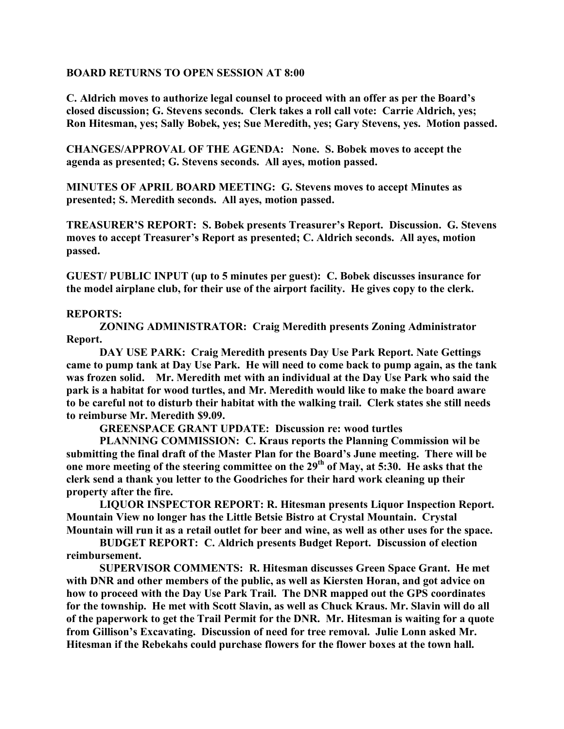**BOARD RETURNS TO OPEN SESSION AT 8:00**

**C. Aldrich moves to authorize legal counsel to proceed with an offer as per the Board's closed discussion; G. Stevens seconds. Clerk takes a roll call vote: Carrie Aldrich, yes; Ron Hitesman, yes; Sally Bobek, yes; Sue Meredith, yes; Gary Stevens, yes. Motion passed.**

**CHANGES/APPROVAL OF THE AGENDA: None. S. Bobek moves to accept the agenda as presented; G. Stevens seconds. All ayes, motion passed.**

**MINUTES OF APRIL BOARD MEETING: G. Stevens moves to accept Minutes as presented; S. Meredith seconds. All ayes, motion passed.**

**TREASURER'S REPORT: S. Bobek presents Treasurer's Report. Discussion. G. Stevens moves to accept Treasurer's Report as presented; C. Aldrich seconds. All ayes, motion passed.**

**GUEST/ PUBLIC INPUT (up to 5 minutes per guest): C. Bobek discusses insurance for the model airplane club, for their use of the airport facility. He gives copy to the clerk.**

**REPORTS:**

**ZONING ADMINISTRATOR: Craig Meredith presents Zoning Administrator Report.**

**DAY USE PARK: Craig Meredith presents Day Use Park Report. Nate Gettings came to pump tank at Day Use Park. He will need to come back to pump again, as the tank was frozen solid. Mr. Meredith met with an individual at the Day Use Park who said the park is a habitat for wood turtles, and Mr. Meredith would like to make the board aware to be careful not to disturb their habitat with the walking trail. Clerk states she still needs to reimburse Mr. Meredith $9.09.**

**GREENSPACE GRANT UPDATE: Discussion re: wood turtles**

**PLANNING COMMISSION: C. Kraus reports the Planning Commission wil be submitting the final draft of the Master Plan for the Board's June meeting. There will be one more meeting of the steering committee on the 29th of May, at 5:30. He asks that the clerk send a thank you letter to the Goodriches for their hard work cleaning up their property after the fire.**

**LIQUOR INSPECTOR REPORT: R. Hitesman presents Liquor Inspection Report. Mountain View no longer has the Little Betsie Bistro at Crystal Mountain. Crystal Mountain will run it as a retail outlet for beer and wine, as well as other uses for the space.**

**BUDGET REPORT: C. Aldrich presents Budget Report. Discussion of election reimbursement.**

**SUPERVISOR COMMENTS: R. Hitesman discusses Green Space Grant. He met with DNR and other members of the public, as well as Kiersten Horan, and got advice on how to proceed with the Day Use Park Trail. The DNR mapped out the GPS coordinates for the township. He met with Scott Slavin, as well as Chuck Kraus. Mr. Slavin will do all of the paperwork to get the Trail Permit for the DNR. Mr. Hitesman is waiting for a quote from Gillison's Excavating. Discussion of need for tree removal. Julie Lonn asked Mr. Hitesman if the Rebekahs could purchase flowers for the flower boxes at the town hall.**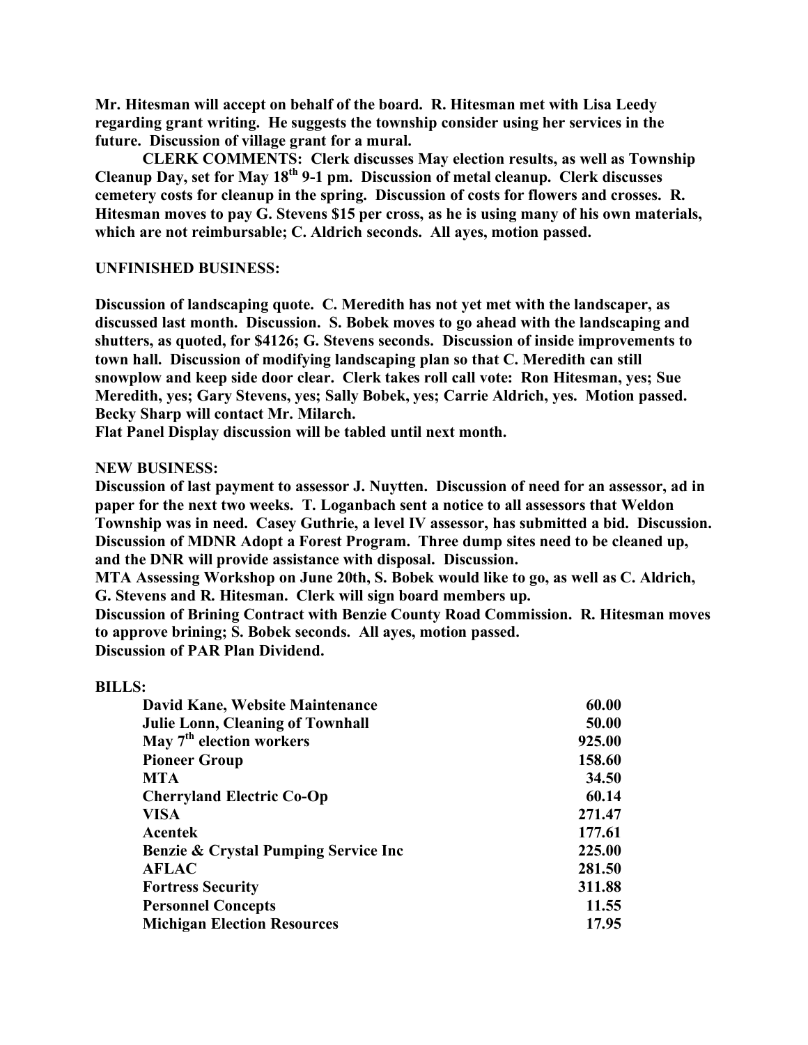**Mr. Hitesman will accept on behalf of the board. R. Hitesman met with Lisa Leedy regarding grant writing. He suggests the township consider using her services in the future. Discussion of village grant for a mural.**

**CLERK COMMENTS: Clerk discusses May election results, as well as Township Cleanup Day, set for May 18th 9-1 pm. Discussion of metal cleanup. Clerk discusses cemetery costs for cleanup in the spring. Discussion of costs for flowers and crosses. R. Hitesman moves to pay G. Stevens $15 per cross, as he is using many of his own materials, which are not reimbursable; C. Aldrich seconds. All ayes, motion passed.**

**UNFINISHED BUSINESS:**

**Discussion of landscaping quote. C. Meredith has not yet met with the landscaper, as discussed last month. Discussion. S. Bobek moves to go ahead with the landscaping and shutters, as quoted, for $4126; G. Stevens seconds. Discussion of inside improvements to town hall. Discussion of modifying landscaping plan so that C. Meredith can still snowplow and keep side door clear. Clerk takes roll call vote: Ron Hitesman, yes; Sue Meredith, yes; Gary Stevens, yes; Sally Bobek, yes; Carrie Aldrich, yes. Motion passed. Becky Sharp will contact Mr. Milarch.**

**Flat Panel Display discussion will be tabled until next month.**

**NEW BUSINESS:**

**Discussion of last payment to assessor J. Nuytten. Discussion of need for an assessor, ad in paper for the next two weeks. T. Loganbach sent a notice to all assessors that Weldon Township was in need. Casey Guthrie, a level IV assessor, has submitted a bid. Discussion. Discussion of MDNR Adopt a Forest Program. Three dump sites need to be cleaned up, and the DNR will provide assistance with disposal. Discussion.**

**MTA Assessing Workshop on June 20th, S. Bobek would like to go, as well as C. Aldrich, G. Stevens and R. Hitesman. Clerk will sign board members up.**

**Discussion of Brining Contract with Benzie County Road Commission. R. Hitesman moves to approve brining; S. Bobek seconds. All ayes, motion passed.**

**Discussion of PAR Plan Dividend.**

**BILLS:**

| | |
|---|---:|
| **David Kane, Website Maintenance** | **60.00** |
| **Julie Lonn, Cleaning of Townhall** | **50.00** |
| **May 7th election workers** | **925.00** |
| **Pioneer Group** | **158.60** |
| **MTA** | **34.50** |
| **Cherryland Electric Co-Op** | **60.14** |
| **VISA** | **271.47** |
| **Acentek** | **177.61** |
| **Benzie & Crystal Pumping Service Inc** | **225.00** |
| **AFLAC** | **281.50** |
| **Fortress Security** | **311.88** |
| **Personnel Concepts** | **11.55** |
| **Michigan Election Resources** | **17.95** |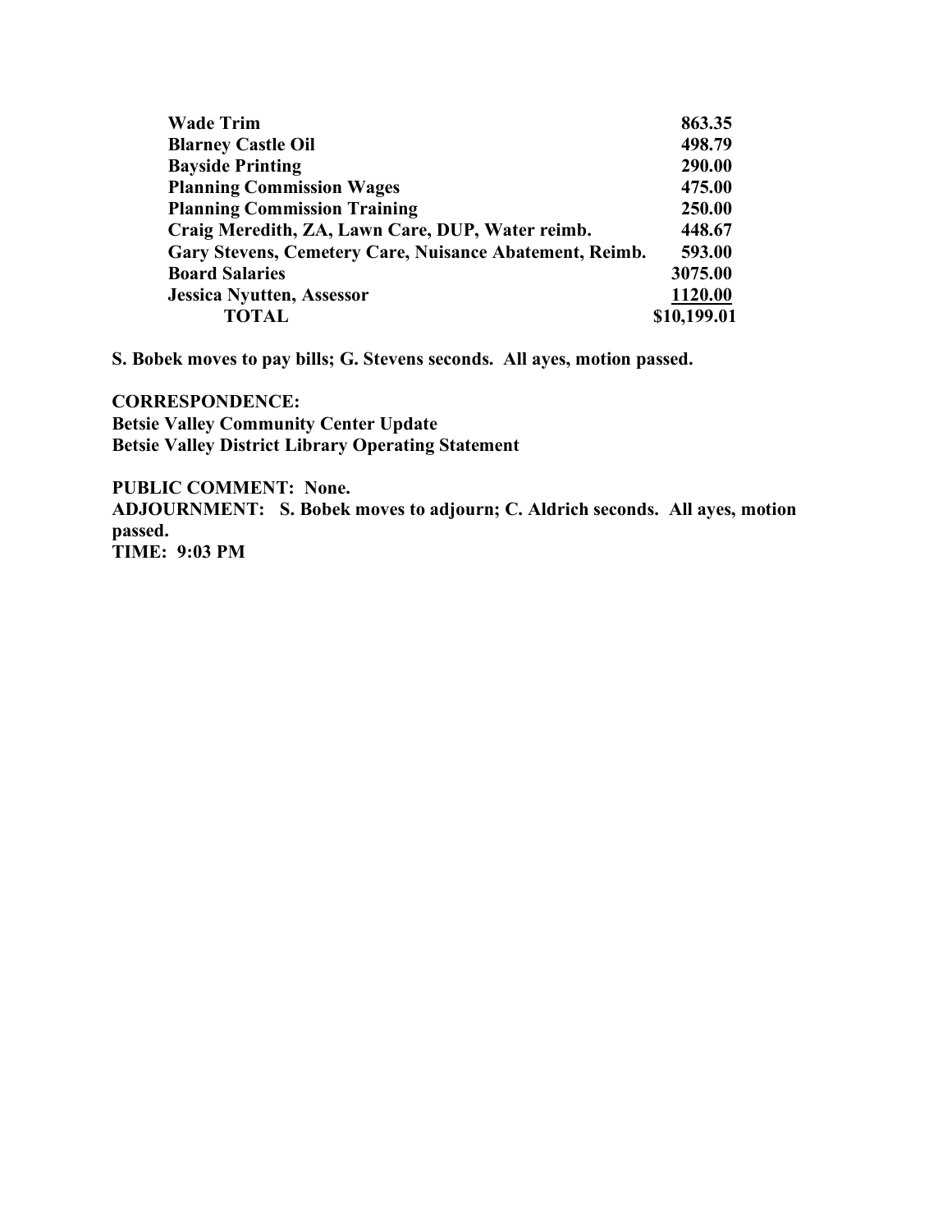| | |
|---|---|
| **Wade Trim** | **863.35** |
| **Blarney Castle Oil** | **498.79** |
| **Bayside Printing** | **290.00** |
| **Planning Commission Wages** | **475.00** |
| **Planning Commission Training** | **250.00** |
| **Craig Meredith, ZA, Lawn Care, DUP, Water reimb.** | **448.67** |
| **Gary Stevens, Cemetery Care, Nuisance Abatement, Reimb.** | **593.00** |
| **Board Salaries** | **3075.00** |
| **Jessica Nyutten, Assessor** | **1120.00** |
| **TOTAL** | **$10,199.01** |

**S. Bobek moves to pay bills; G. Stevens seconds. All ayes, motion passed.**

**CORRESPONDENCE:**
**Betsie Valley Community Center Update**
**Betsie Valley District Library Operating Statement**

**PUBLIC COMMENT: None.**
**ADJOURNMENT: S. Bobek moves to adjourn; C. Aldrich seconds. All ayes, motion passed.**
**TIME: 9:03 PM**